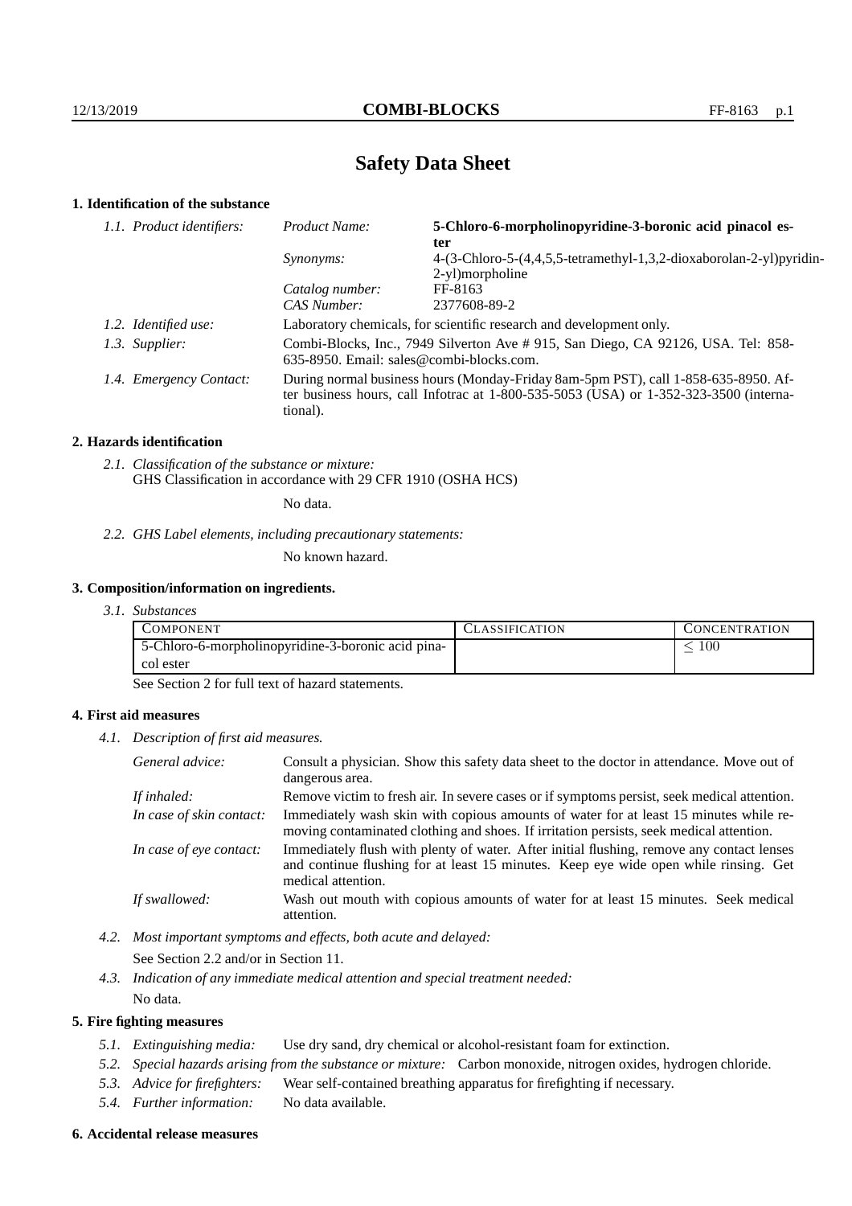# Safety Data Sheet

## 1. Identification of the substance

*1.1. Product identifiers:*

| | | |
|---|---|---|
| *Product Name:* | **5-Chloro-6-morpholinopyridine-3-boronic acid pinacol ester** |
| *Synonyms:* | 4-(3-Chloro-5-(4,4,5,5-tetramethyl-1,3,2-dioxaborolan-2-yl)pyridin-2-yl)morpholine |
| *Catalog number:* | FF-8163 |
| *CAS Number:* | 2377608-89-2 |

*1.2. Identified use:* Laboratory chemicals, for scientific research and development only.

*1.3. Supplier:* Combi-Blocks, Inc., 7949 Silverton Ave # 915, San Diego, CA 92126, USA. Tel: 858-635-8950. Email: sales@combi-blocks.com.

*1.4. Emergency Contact:* During normal business hours (Monday-Friday 8am-5pm PST), call 1-858-635-8950. After business hours, call Infotrac at 1-800-535-5053 (USA) or 1-352-323-3500 (international).

## 2. Hazards identification

*2.1. Classification of the substance or mixture:*
GHS Classification in accordance with 29 CFR 1910 (OSHA HCS)

No data.

*2.2. GHS Label elements, including precautionary statements:*

No known hazard.

## 3. Composition/information on ingredients.

*3.1. Substances*

| COMPONENT | CLASSIFICATION | CONCENTRATION |
|---|---|---|
| 5-Chloro-6-morpholinopyridine-3-boronic acid pinacol ester | | $\leq 100$ |

See Section 2 for full text of hazard statements.

## 4. First aid measures

*4.1. Description of first aid measures.*

| | |
|---|---|
| *General advice:* | Consult a physician. Show this safety data sheet to the doctor in attendance. Move out of dangerous area. |
| *If inhaled:* | Remove victim to fresh air. In severe cases or if symptoms persist, seek medical attention. |
| *In case of skin contact:* | Immediately wash skin with copious amounts of water for at least 15 minutes while removing contaminated clothing and shoes. If irritation persists, seek medical attention. |
| *In case of eye contact:* | Immediately flush with plenty of water. After initial flushing, remove any contact lenses and continue flushing for at least 15 minutes. Keep eye wide open while rinsing. Get medical attention. |
| *If swallowed:* | Wash out mouth with copious amounts of water for at least 15 minutes. Seek medical attention. |

*4.2. Most important symptoms and effects, both acute and delayed:*

See Section 2.2 and/or in Section 11.

*4.3. Indication of any immediate medical attention and special treatment needed:*

No data.

## 5. Fire fighting measures

*5.1. Extinguishing media:* Use dry sand, dry chemical or alcohol-resistant foam for extinction.

*5.2. Special hazards arising from the substance or mixture:* Carbon monoxide, nitrogen oxides, hydrogen chloride.

*5.3. Advice for firefighters:* Wear self-contained breathing apparatus for firefighting if necessary.

*5.4. Further information:* No data available.

## 6. Accidental release measures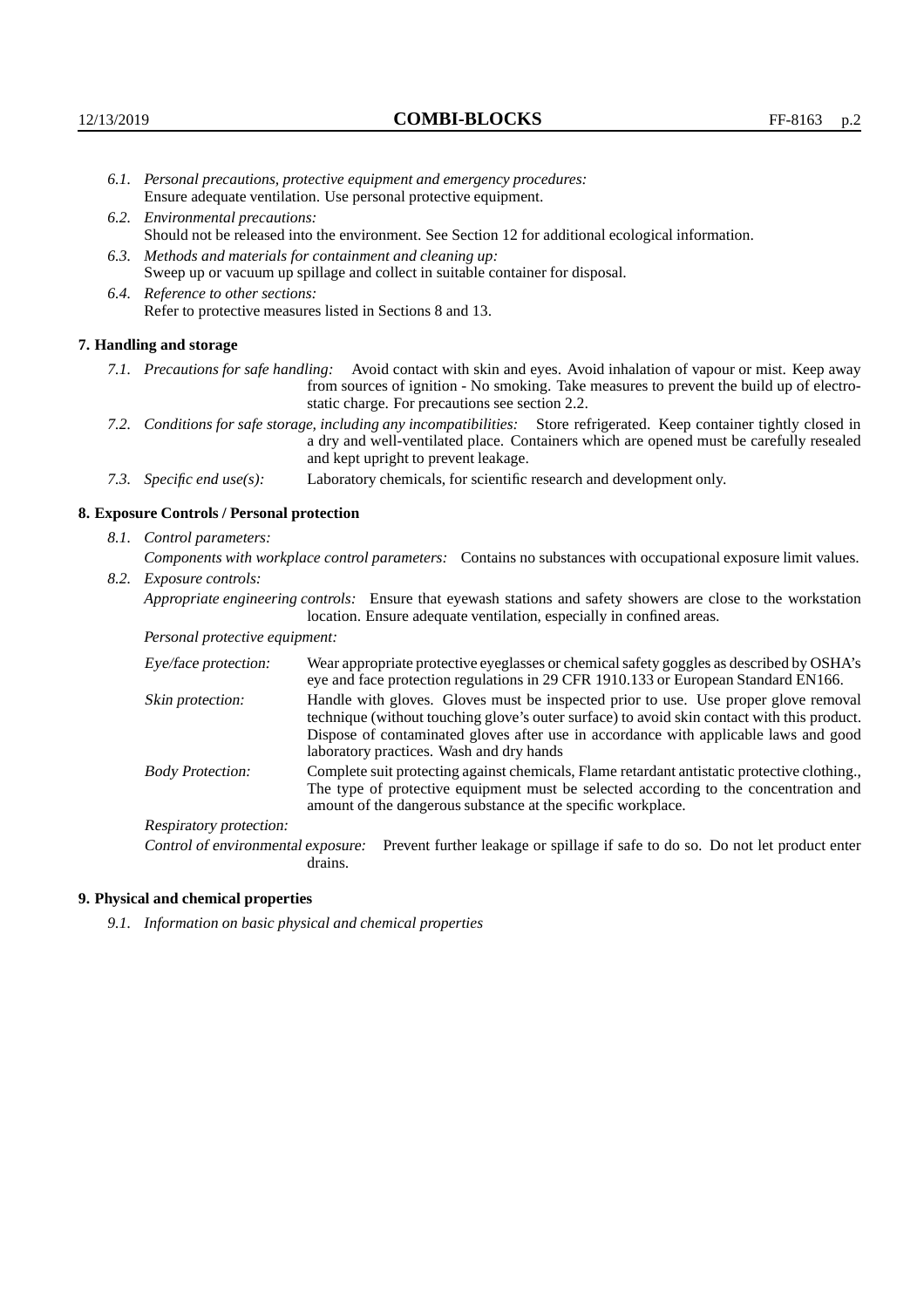*6.1. Personal precautions, protective equipment and emergency procedures:*
Ensure adequate ventilation. Use personal protective equipment.

*6.2. Environmental precautions:*
Should not be released into the environment. See Section 12 for additional ecological information.

*6.3. Methods and materials for containment and cleaning up:*
Sweep up or vacuum up spillage and collect in suitable container for disposal.

*6.4. Reference to other sections:*
Refer to protective measures listed in Sections 8 and 13.

## 7. Handling and storage

*7.1. Precautions for safe handling:* Avoid contact with skin and eyes. Avoid inhalation of vapour or mist. Keep away from sources of ignition - No smoking. Take measures to prevent the build up of electrostatic charge. For precautions see section 2.2.

*7.2. Conditions for safe storage, including any incompatibilities:* Store refrigerated. Keep container tightly closed in a dry and well-ventilated place. Containers which are opened must be carefully resealed and kept upright to prevent leakage.

*7.3. Specific end use(s):* Laboratory chemicals, for scientific research and development only.

## 8. Exposure Controls / Personal protection

*8.1. Control parameters:*

*Components with workplace control parameters:* Contains no substances with occupational exposure limit values.

*8.2. Exposure controls:*

*Appropriate engineering controls:* Ensure that eyewash stations and safety showers are close to the workstation location. Ensure adequate ventilation, especially in confined areas.

*Personal protective equipment:*

*Eye/face protection:* Wear appropriate protective eyeglasses or chemical safety goggles as described by OSHA's eye and face protection regulations in 29 CFR 1910.133 or European Standard EN166.

*Skin protection:* Handle with gloves. Gloves must be inspected prior to use. Use proper glove removal technique (without touching glove's outer surface) to avoid skin contact with this product. Dispose of contaminated gloves after use in accordance with applicable laws and good laboratory practices. Wash and dry hands

*Body Protection:* Complete suit protecting against chemicals, Flame retardant antistatic protective clothing., The type of protective equipment must be selected according to the concentration and amount of the dangerous substance at the specific workplace.

*Respiratory protection:*

*Control of environmental exposure:* Prevent further leakage or spillage if safe to do so. Do not let product enter drains.

## 9. Physical and chemical properties

*9.1. Information on basic physical and chemical properties*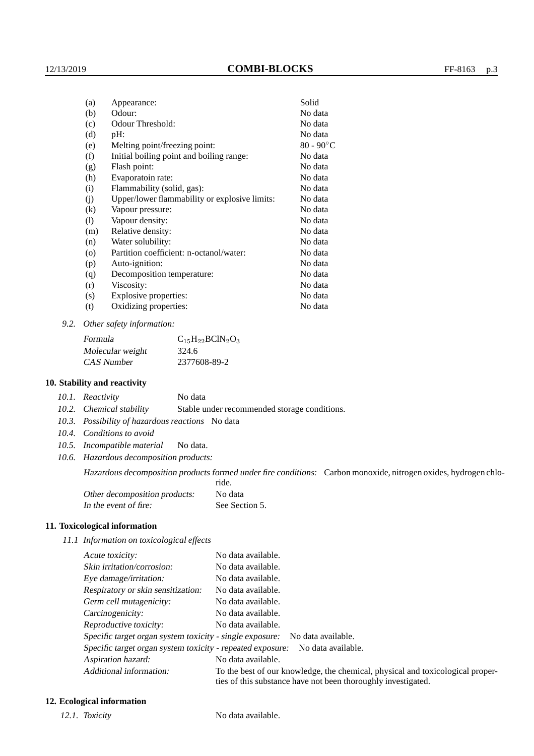| | | |
|---|---|---|
| (a) | Appearance: | Solid |
| (b) | Odour: | No data |
| (c) | Odour Threshold: | No data |
| (d) | pH: | No data |
| (e) | Melting point/freezing point: | 80 - 90°C |
| (f) | Initial boiling point and boiling range: | No data |
| (g) | Flash point: | No data |
| (h) | Evaporatoin rate: | No data |
| (i) | Flammability (solid, gas): | No data |
| (j) | Upper/lower flammability or explosive limits: | No data |
| (k) | Vapour pressure: | No data |
| (l) | Vapour density: | No data |
| (m) | Relative density: | No data |
| (n) | Water solubility: | No data |
| (o) | Partition coefficient: n-octanol/water: | No data |
| (p) | Auto-ignition: | No data |
| (q) | Decomposition temperature: | No data |
| (r) | Viscosity: | No data |
| (s) | Explosive properties: | No data |
| (t) | Oxidizing properties: | No data |

*9.2. Other safety information:*

| | |
|---|---|
| *Formula* | $C_{15}H_{22}BClN_2O_3$ |
| *Molecular weight* | 324.6 |
| *CAS Number* | 2377608-89-2 |

## 10. Stability and reactivity

*10.1. Reactivity* No data

*10.2. Chemical stability* Stable under recommended storage conditions.

*10.3. Possibility of hazardous reactions* No data

*10.4. Conditions to avoid*

*10.5. Incompatible material* No data.

*10.6. Hazardous decomposition products:*

*Hazardous decomposition products formed under fire conditions:* Carbon monoxide, nitrogen oxides, hydrogen chloride.

*Other decomposition products:* No data

*In the event of fire:* See Section 5.

## 11. Toxicological information

*11.1 Information on toxicological effects*

| | |
|---|---|
| *Acute toxicity:* | No data available. |
| *Skin irritation/corrosion:* | No data available. |
| *Eye damage/irritation:* | No data available. |
| *Respiratory or skin sensitization:* | No data available. |
| *Germ cell mutagenicity:* | No data available. |
| *Carcinogenicity:* | No data available. |
| *Reproductive toxicity:* | No data available. |
| *Specific target organ system toxicity - single exposure:* | No data available. |
| *Specific target organ system toxicity - repeated exposure:* | No data available. |
| *Aspiration hazard:* | No data available. |
| *Additional information:* | To the best of our knowledge, the chemical, physical and toxicological properties of this substance have not been thoroughly investigated. |

## 12. Ecological information

*12.1. Toxicity* No data available.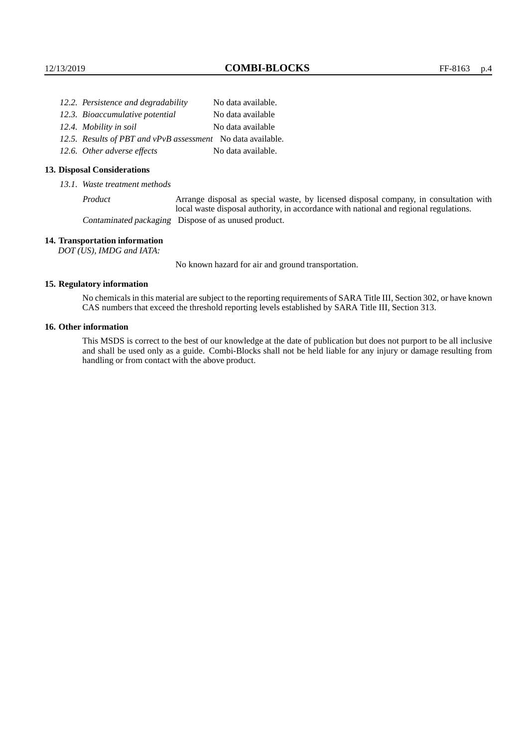*12.2. Persistence and degradability* No data available.

*12.3. Bioaccumulative potential* No data available

*12.4. Mobility in soil* No data available

*12.5. Results of PBT and vPvB assessment* No data available.

*12.6. Other adverse effects* No data available.

## 13. Disposal Considerations

*13.1. Waste treatment methods*

*Product* Arrange disposal as special waste, by licensed disposal company, in consultation with local waste disposal authority, in accordance with national and regional regulations.

*Contaminated packaging* Dispose of as unused product.

## 14. Transportation information

*DOT (US), IMDG and IATA:*

No known hazard for air and ground transportation.

## 15. Regulatory information

No chemicals in this material are subject to the reporting requirements of SARA Title III, Section 302, or have known CAS numbers that exceed the threshold reporting levels established by SARA Title III, Section 313.

## 16. Other information

This MSDS is correct to the best of our knowledge at the date of publication but does not purport to be all inclusive and shall be used only as a guide. Combi-Blocks shall not be held liable for any injury or damage resulting from handling or from contact with the above product.